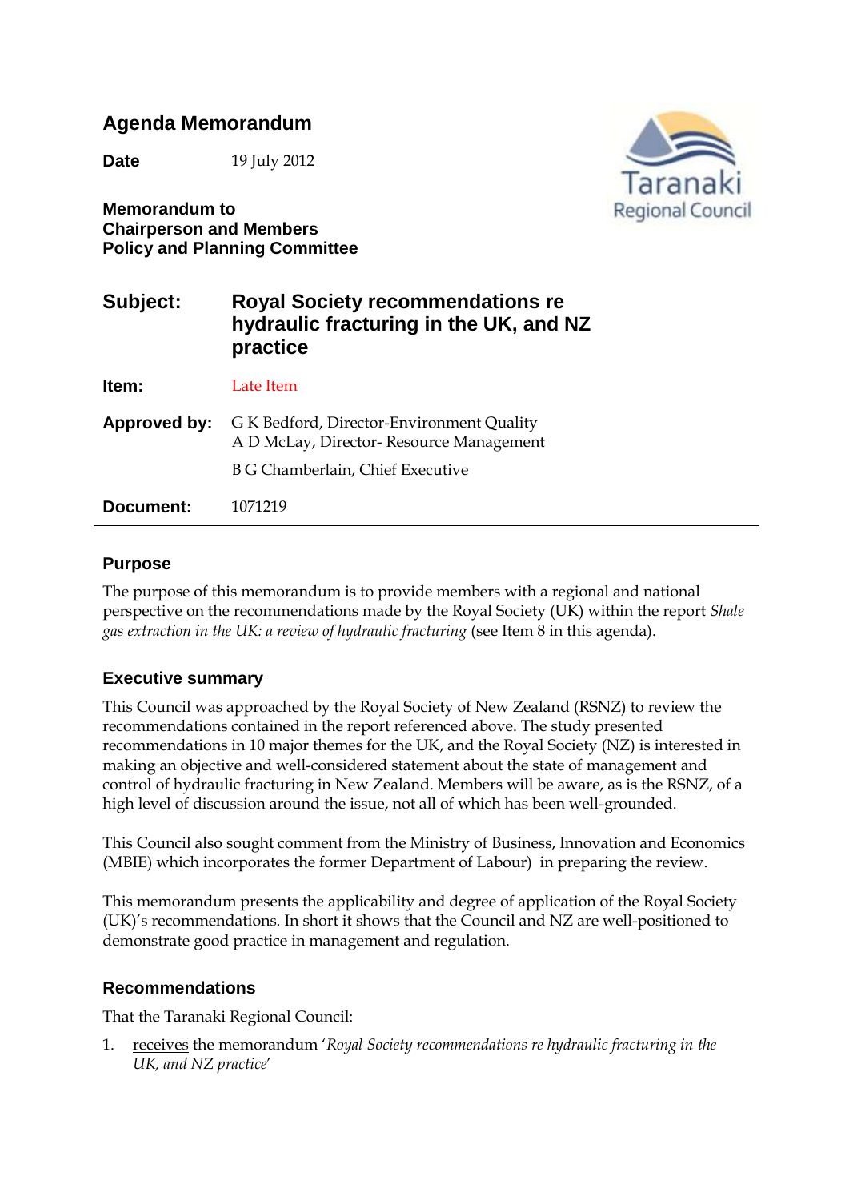# Agenda Memorandum

**Date** 19 July 2012

**Memorandum to**
**Chairperson and Members**
**Policy and Planning Committee**

## Subject: Royal Society recommendations re hydraulic fracturing in the UK, and NZ practice

**Item:** Late Item

**Approved by:** G K Bedford, Director-Environment Quality
A D McLay, Director- Resource Management
B G Chamberlain, Chief Executive

**Document:** 1071219

---

### Purpose

The purpose of this memorandum is to provide members with a regional and national perspective on the recommendations made by the Royal Society (UK) within the report *Shale gas extraction in the UK: a review of hydraulic fracturing* (see Item 8 in this agenda).

### Executive summary

This Council was approached by the Royal Society of New Zealand (RSNZ) to review the recommendations contained in the report referenced above. The study presented recommendations in 10 major themes for the UK, and the Royal Society (NZ) is interested in making an objective and well-considered statement about the state of management and control of hydraulic fracturing in New Zealand. Members will be aware, as is the RSNZ, of a high level of discussion around the issue, not all of which has been well-grounded.

This Council also sought comment from the Ministry of Business, Innovation and Economics (MBIE) which incorporates the former Department of Labour) in preparing the review.

This memorandum presents the applicability and degree of application of the Royal Society (UK)'s recommendations. In short it shows that the Council and NZ are well-positioned to demonstrate good practice in management and regulation.

### Recommendations

That the Taranaki Regional Council:

1. receives the memorandum '*Royal Society recommendations re hydraulic fracturing in the UK, and NZ practice*'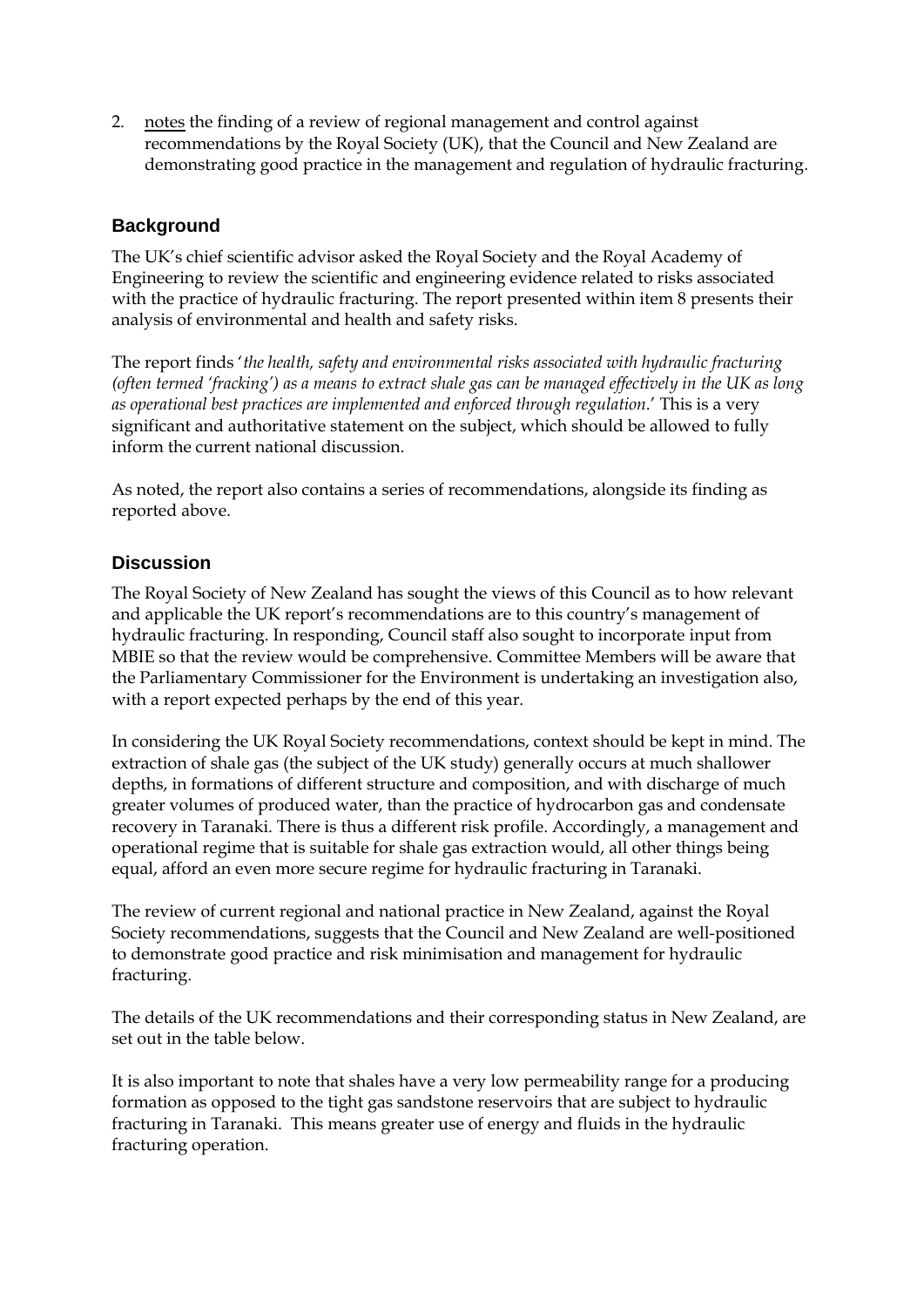2. notes the finding of a review of regional management and control against recommendations by the Royal Society (UK), that the Council and New Zealand are demonstrating good practice in the management and regulation of hydraulic fracturing.

## Background

The UK's chief scientific advisor asked the Royal Society and the Royal Academy of Engineering to review the scientific and engineering evidence related to risks associated with the practice of hydraulic fracturing. The report presented within item 8 presents their analysis of environmental and health and safety risks.

The report finds '*the health, safety and environmental risks associated with hydraulic fracturing (often termed 'fracking') as a means to extract shale gas can be managed effectively in the UK as long as operational best practices are implemented and enforced through regulation.*' This is a very significant and authoritative statement on the subject, which should be allowed to fully inform the current national discussion.

As noted, the report also contains a series of recommendations, alongside its finding as reported above.

## Discussion

The Royal Society of New Zealand has sought the views of this Council as to how relevant and applicable the UK report's recommendations are to this country's management of hydraulic fracturing. In responding, Council staff also sought to incorporate input from MBIE so that the review would be comprehensive. Committee Members will be aware that the Parliamentary Commissioner for the Environment is undertaking an investigation also, with a report expected perhaps by the end of this year.

In considering the UK Royal Society recommendations, context should be kept in mind. The extraction of shale gas (the subject of the UK study) generally occurs at much shallower depths, in formations of different structure and composition, and with discharge of much greater volumes of produced water, than the practice of hydrocarbon gas and condensate recovery in Taranaki. There is thus a different risk profile. Accordingly, a management and operational regime that is suitable for shale gas extraction would, all other things being equal, afford an even more secure regime for hydraulic fracturing in Taranaki.

The review of current regional and national practice in New Zealand, against the Royal Society recommendations, suggests that the Council and New Zealand are well-positioned to demonstrate good practice and risk minimisation and management for hydraulic fracturing.

The details of the UK recommendations and their corresponding status in New Zealand, are set out in the table below.

It is also important to note that shales have a very low permeability range for a producing formation as opposed to the tight gas sandstone reservoirs that are subject to hydraulic fracturing in Taranaki. This means greater use of energy and fluids in the hydraulic fracturing operation.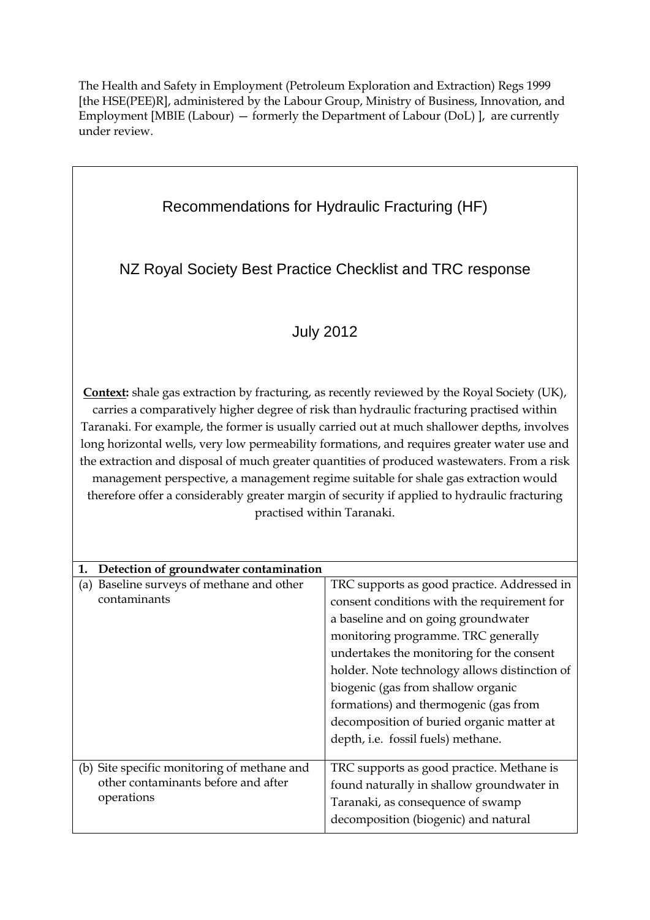The Health and Safety in Employment (Petroleum Exploration and Extraction) Regs 1999 [the HSE(PEE)R], administered by the Labour Group, Ministry of Business, Innovation, and Employment [MBIE (Labour) — formerly the Department of Labour (DoL) ], are currently under review.

# Recommendations for Hydraulic Fracturing (HF)

## NZ Royal Society Best Practice Checklist and TRC response

## July 2012

**Context:** shale gas extraction by fracturing, as recently reviewed by the Royal Society (UK), carries a comparatively higher degree of risk than hydraulic fracturing practised within Taranaki. For example, the former is usually carried out at much shallower depths, involves long horizontal wells, very low permeability formations, and requires greater water use and the extraction and disposal of much greater quantities of produced wastewaters. From a risk management perspective, a management regime suitable for shale gas extraction would therefore offer a considerably greater margin of security if applied to hydraulic fracturing practised within Taranaki.

| **1. Detection of groundwater contamination** | |
|---|---|
| (a) Baseline surveys of methane and other contaminants | TRC supports as good practice. Addressed in consent conditions with the requirement for a baseline and on going groundwater monitoring programme. TRC generally undertakes the monitoring for the consent holder. Note technology allows distinction of biogenic (gas from shallow organic formations) and thermogenic (gas from decomposition of buried organic matter at depth, i.e. fossil fuels) methane. |
| (b) Site specific monitoring of methane and other contaminants before and after operations | TRC supports as good practice. Methane is found naturally in shallow groundwater in Taranaki, as consequence of swamp decomposition (biogenic) and natural |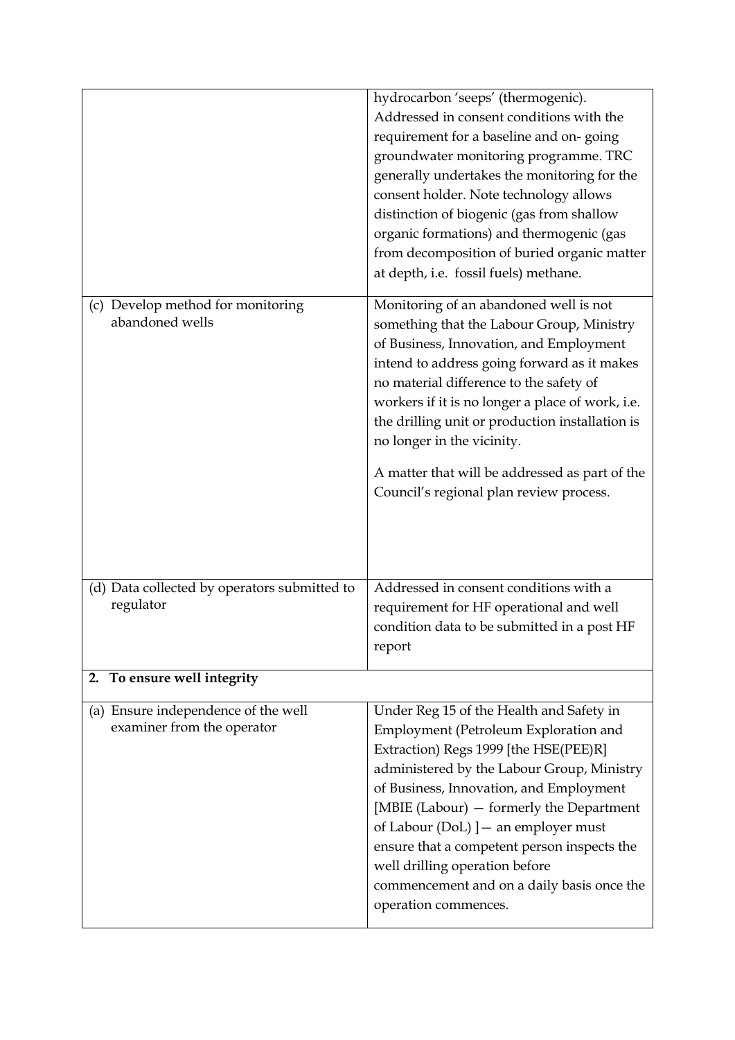| | |
|---|---|
| | hydrocarbon 'seeps' (thermogenic). Addressed in consent conditions with the requirement for a baseline and on- going groundwater monitoring programme. TRC generally undertakes the monitoring for the consent holder. Note technology allows distinction of biogenic (gas from shallow organic formations) and thermogenic (gas from decomposition of buried organic matter at depth, i.e. fossil fuels) methane. |
| (c) Develop method for monitoring abandoned wells | Monitoring of an abandoned well is not something that the Labour Group, Ministry of Business, Innovation, and Employment intend to address going forward as it makes no material difference to the safety of workers if it is no longer a place of work, i.e. the drilling unit or production installation is no longer in the vicinity.<br><br>A matter that will be addressed as part of the Council's regional plan review process. |
| (d) Data collected by operators submitted to regulator | Addressed in consent conditions with a requirement for HF operational and well condition data to be submitted in a post HF report |
| **2. To ensure well integrity** | |
| (a) Ensure independence of the well examiner from the operator | Under Reg 15 of the Health and Safety in Employment (Petroleum Exploration and Extraction) Regs 1999 [the HSE(PEE)R] administered by the Labour Group, Ministry of Business, Innovation, and Employment [MBIE (Labour) — formerly the Department of Labour (DoL) ]— an employer must ensure that a competent person inspects the well drilling operation before commencement and on a daily basis once the operation commences. |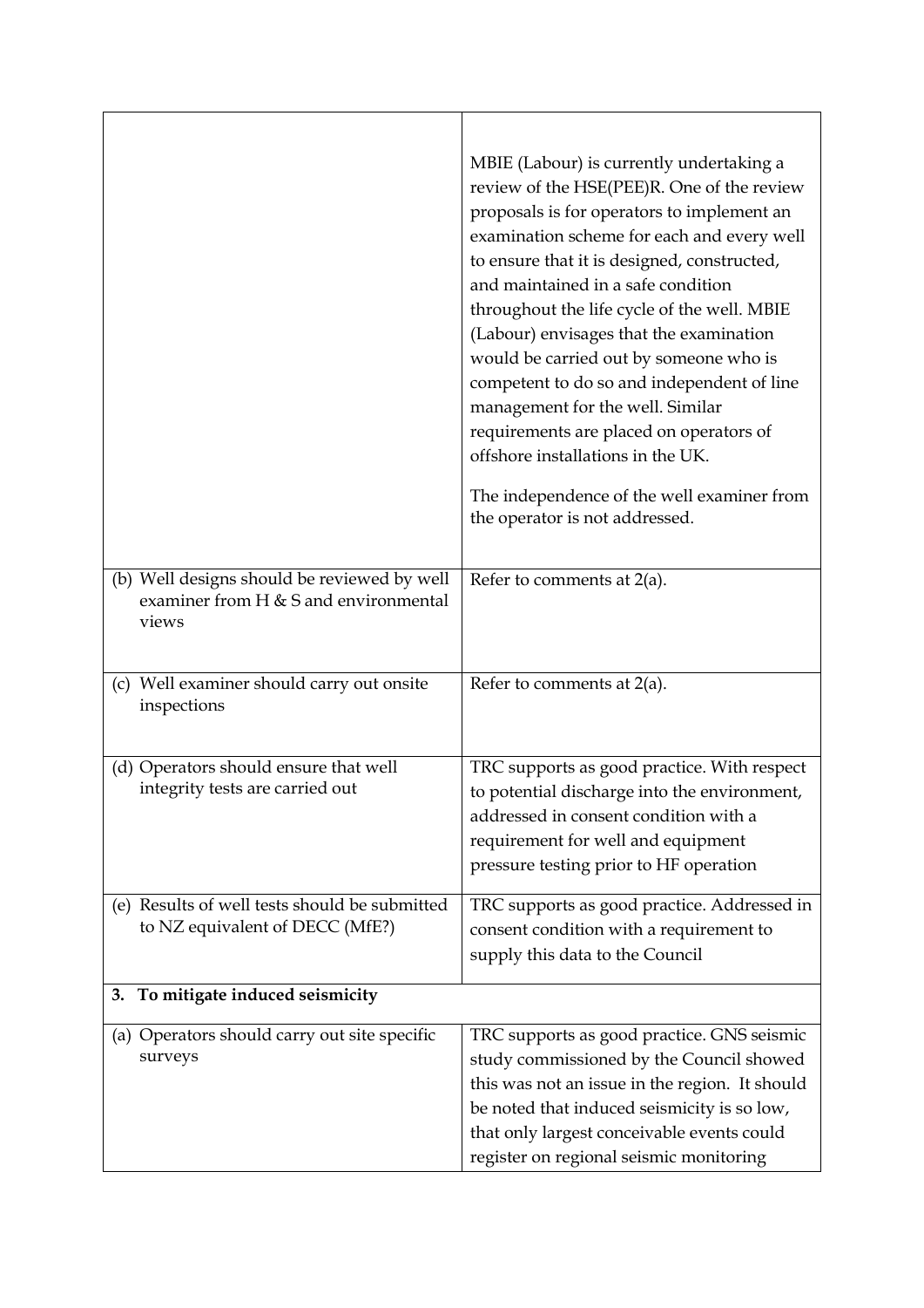| | |
|---|---|
| | MBIE (Labour) is currently undertaking a review of the HSE(PEE)R. One of the review proposals is for operators to implement an examination scheme for each and every well to ensure that it is designed, constructed, and maintained in a safe condition throughout the life cycle of the well. MBIE (Labour) envisages that the examination would be carried out by someone who is competent to do so and independent of line management for the well. Similar requirements are placed on operators of offshore installations in the UK.<br><br>The independence of the well examiner from the operator is not addressed. |
| (b) Well designs should be reviewed by well examiner from H & S and environmental views | Refer to comments at 2(a). |
| (c) Well examiner should carry out onsite inspections | Refer to comments at 2(a). |
| (d) Operators should ensure that well integrity tests are carried out | TRC supports as good practice. With respect to potential discharge into the environment, addressed in consent condition with a requirement for well and equipment pressure testing prior to HF operation |
| (e) Results of well tests should be submitted to NZ equivalent of DECC (MfE?) | TRC supports as good practice. Addressed in consent condition with a requirement to supply this data to the Council |
| **3. To mitigate induced seismicity** | |
| (a) Operators should carry out site specific surveys | TRC supports as good practice. GNS seismic study commissioned by the Council showed this was not an issue in the region. It should be noted that induced seismicity is so low, that only largest conceivable events could register on regional seismic monitoring |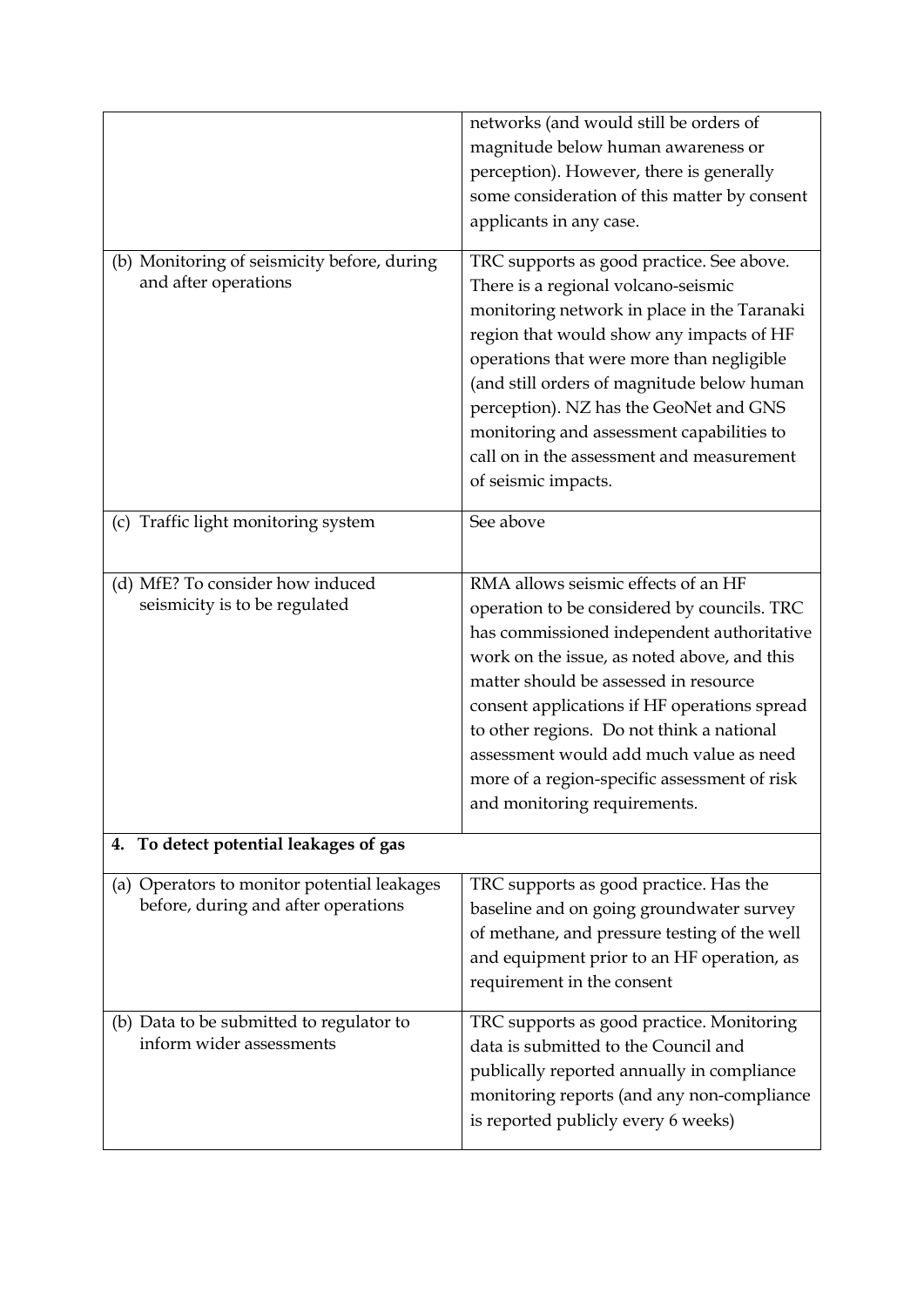| | |
|---|---|
| | networks (and would still be orders of magnitude below human awareness or perception). However, there is generally some consideration of this matter by consent applicants in any case. |
| (b) Monitoring of seismicity before, during and after operations | TRC supports as good practice. See above. There is a regional volcano-seismic monitoring network in place in the Taranaki region that would show any impacts of HF operations that were more than negligible (and still orders of magnitude below human perception). NZ has the GeoNet and GNS monitoring and assessment capabilities to call on in the assessment and measurement of seismic impacts. |
| (c) Traffic light monitoring system | See above |
| (d) MfE? To consider how induced seismicity is to be regulated | RMA allows seismic effects of an HF operation to be considered by councils. TRC has commissioned independent authoritative work on the issue, as noted above, and this matter should be assessed in resource consent applications if HF operations spread to other regions. Do not think a national assessment would add much value as need more of a region-specific assessment of risk and monitoring requirements. |
| **4. To detect potential leakages of gas** | |
| (a) Operators to monitor potential leakages before, during and after operations | TRC supports as good practice. Has the baseline and on going groundwater survey of methane, and pressure testing of the well and equipment prior to an HF operation, as requirement in the consent |
| (b) Data to be submitted to regulator to inform wider assessments | TRC supports as good practice. Monitoring data is submitted to the Council and publically reported annually in compliance monitoring reports (and any non-compliance is reported publicly every 6 weeks) |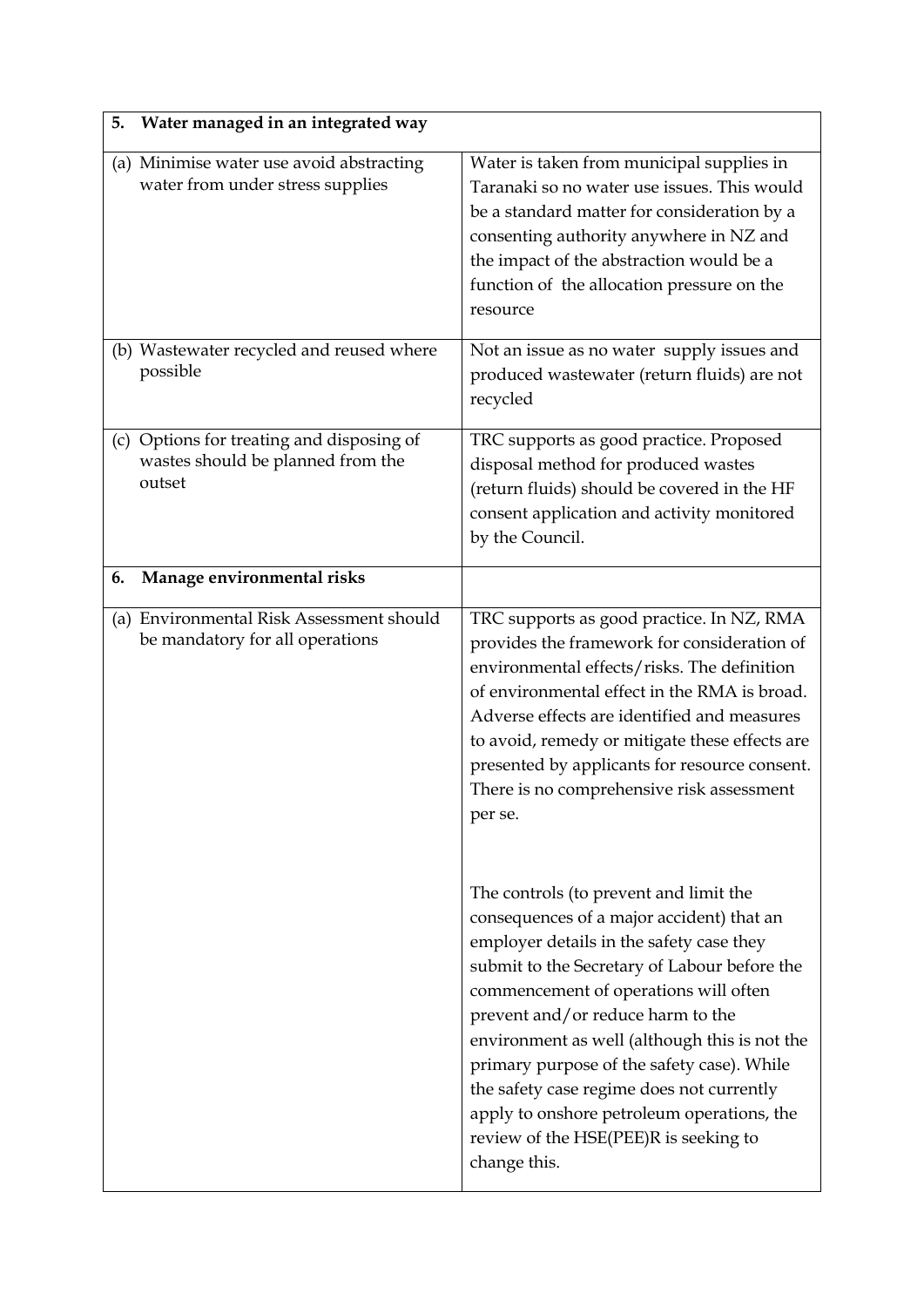| 5. Water managed in an integrated way | |
|---|---|
| (a) Minimise water use avoid abstracting water from under stress supplies | Water is taken from municipal supplies in Taranaki so no water use issues. This would be a standard matter for consideration by a consenting authority anywhere in NZ and the impact of the abstraction would be a function of the allocation pressure on the resource |
| (b) Wastewater recycled and reused where possible | Not an issue as no water supply issues and produced wastewater (return fluids) are not recycled |
| (c) Options for treating and disposing of wastes should be planned from the outset | TRC supports as good practice. Proposed disposal method for produced wastes (return fluids) should be covered in the HF consent application and activity monitored by the Council. |
| **6. Manage environmental risks** | |
| (a) Environmental Risk Assessment should be mandatory for all operations | TRC supports as good practice. In NZ, RMA provides the framework for consideration of environmental effects/risks. The definition of environmental effect in the RMA is broad. Adverse effects are identified and measures to avoid, remedy or mitigate these effects are presented by applicants for resource consent. There is no comprehensive risk assessment per se.<br><br>The controls (to prevent and limit the consequences of a major accident) that an employer details in the safety case they submit to the Secretary of Labour before the commencement of operations will often prevent and/or reduce harm to the environment as well (although this is not the primary purpose of the safety case). While the safety case regime does not currently apply to onshore petroleum operations, the review of the HSE(PEE)R is seeking to change this. |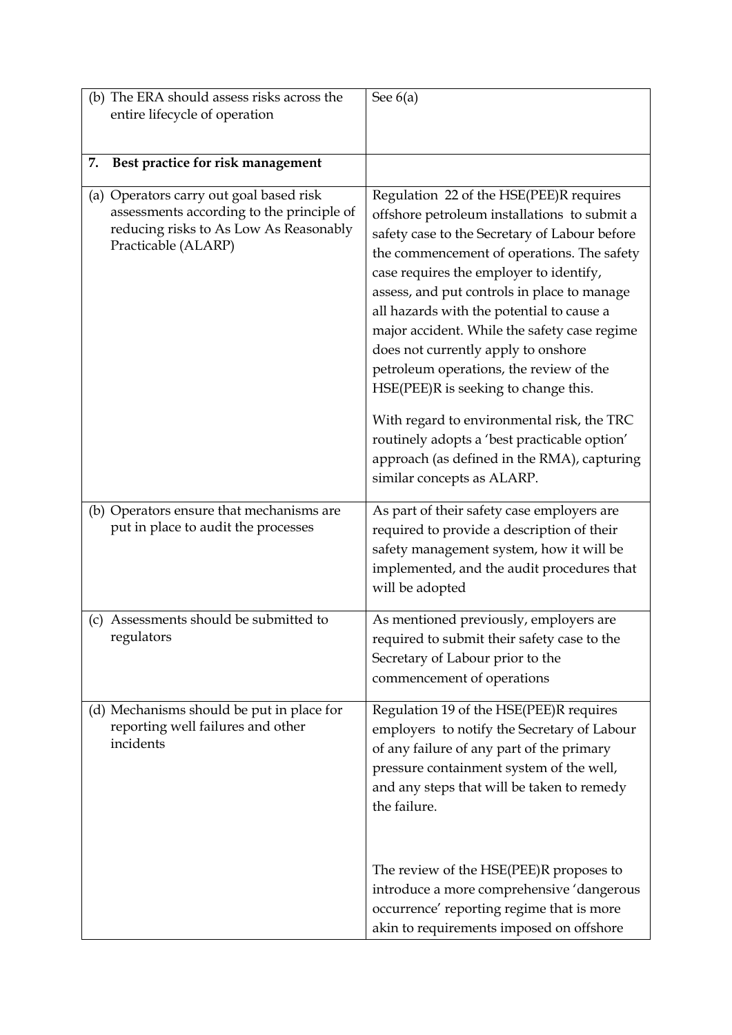| | |
|---|---|
| (b) The ERA should assess risks across the entire lifecycle of operation | See 6(a) |
| **7. Best practice for risk management** | |
| (a) Operators carry out goal based risk assessments according to the principle of reducing risks to As Low As Reasonably Practicable (ALARP) | Regulation 22 of the HSE(PEE)R requires offshore petroleum installations to submit a safety case to the Secretary of Labour before the commencement of operations. The safety case requires the employer to identify, assess, and put controls in place to manage all hazards with the potential to cause a major accident. While the safety case regime does not currently apply to onshore petroleum operations, the review of the HSE(PEE)R is seeking to change this.<br><br>With regard to environmental risk, the TRC routinely adopts a 'best practicable option' approach (as defined in the RMA), capturing similar concepts as ALARP. |
| (b) Operators ensure that mechanisms are put in place to audit the processes | As part of their safety case employers are required to provide a description of their safety management system, how it will be implemented, and the audit procedures that will be adopted |
| (c) Assessments should be submitted to regulators | As mentioned previously, employers are required to submit their safety case to the Secretary of Labour prior to the commencement of operations |
| (d) Mechanisms should be put in place for reporting well failures and other incidents | Regulation 19 of the HSE(PEE)R requires employers to notify the Secretary of Labour of any failure of any part of the primary pressure containment system of the well, and any steps that will be taken to remedy the failure.<br><br>The review of the HSE(PEE)R proposes to introduce a more comprehensive 'dangerous occurrence' reporting regime that is more akin to requirements imposed on offshore |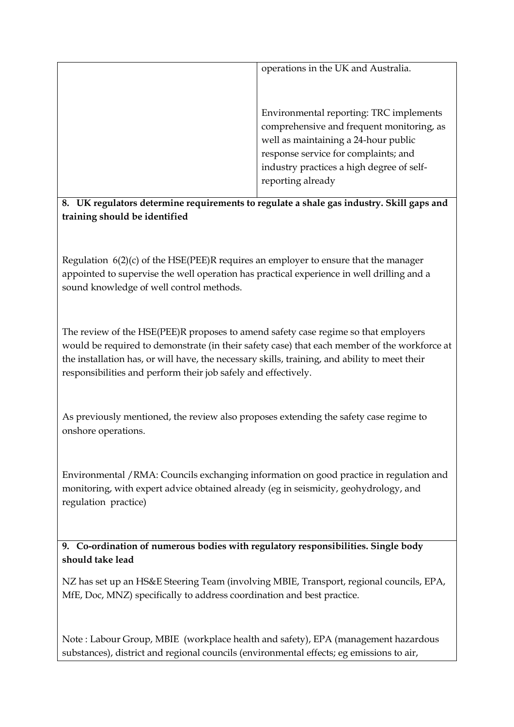| | |
|---|---|
| | operations in the UK and Australia.<br><br>Environmental reporting: TRC implements comprehensive and frequent monitoring, as well as maintaining a 24-hour public response service for complaints; and industry practices a high degree of self-reporting already |

**8. UK regulators determine requirements to regulate a shale gas industry. Skill gaps and training should be identified**

Regulation 6(2)(c) of the HSE(PEE)R requires an employer to ensure that the manager appointed to supervise the well operation has practical experience in well drilling and a sound knowledge of well control methods.

The review of the HSE(PEE)R proposes to amend safety case regime so that employers would be required to demonstrate (in their safety case) that each member of the workforce at the installation has, or will have, the necessary skills, training, and ability to meet their responsibilities and perform their job safely and effectively.

As previously mentioned, the review also proposes extending the safety case regime to onshore operations.

Environmental /RMA: Councils exchanging information on good practice in regulation and monitoring, with expert advice obtained already (eg in seismicity, geohydrology, and regulation practice)

**9. Co-ordination of numerous bodies with regulatory responsibilities. Single body should take lead**

NZ has set up an HS&E Steering Team (involving MBIE, Transport, regional councils, EPA, MfE, Doc, MNZ) specifically to address coordination and best practice.

Note : Labour Group, MBIE (workplace health and safety), EPA (management hazardous substances), district and regional councils (environmental effects; eg emissions to air,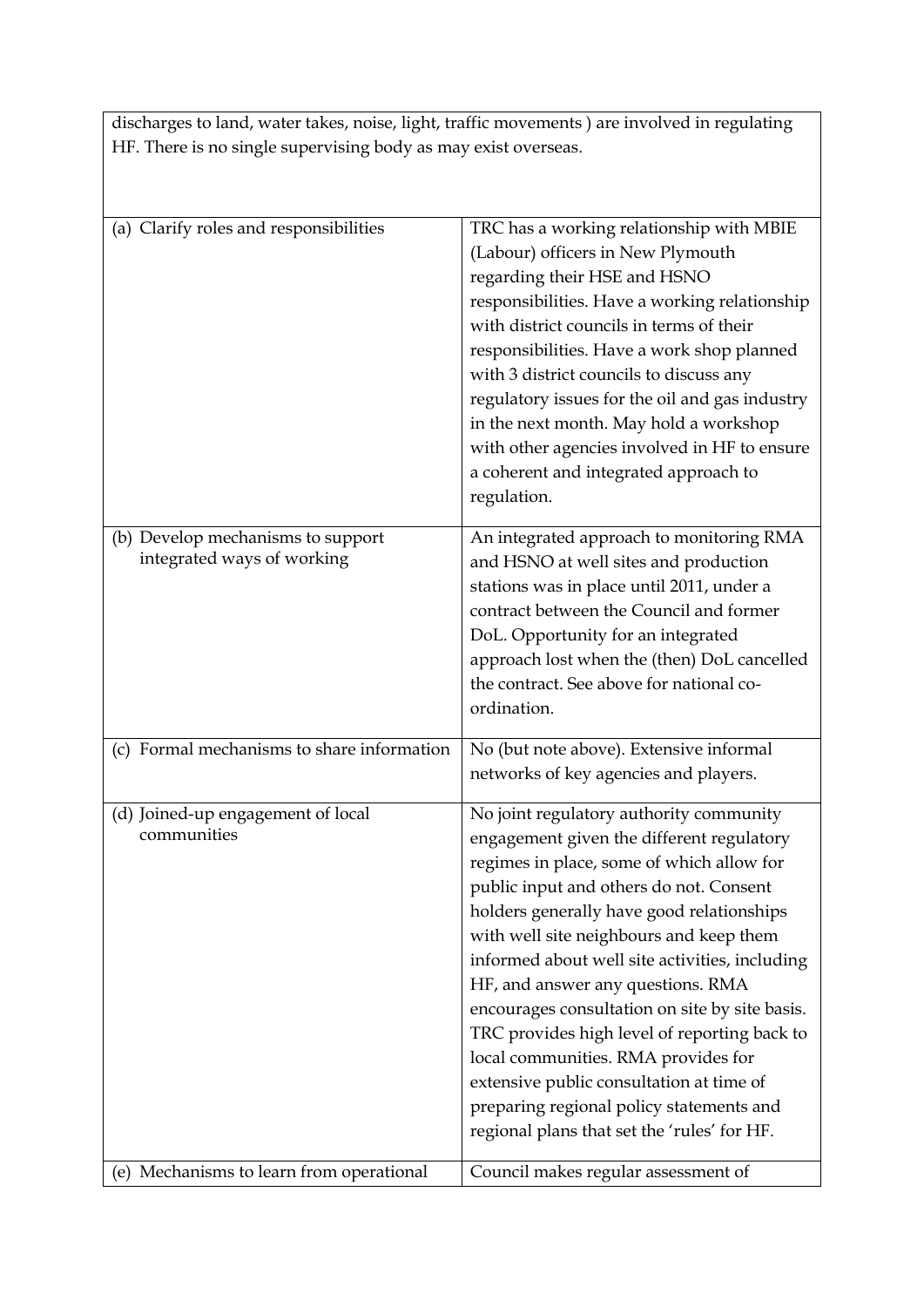| discharges to land, water takes, noise, light, traffic movements ) are involved in regulating HF. There is no single supervising body as may exist overseas. | |
|---|---|
| (a) Clarify roles and responsibilities | TRC has a working relationship with MBIE (Labour) officers in New Plymouth regarding their HSE and HSNO responsibilities. Have a working relationship with district councils in terms of their responsibilities. Have a work shop planned with 3 district councils to discuss any regulatory issues for the oil and gas industry in the next month. May hold a workshop with other agencies involved in HF to ensure a coherent and integrated approach to regulation. |
| (b) Develop mechanisms to support integrated ways of working | An integrated approach to monitoring RMA and HSNO at well sites and production stations was in place until 2011, under a contract between the Council and former DoL. Opportunity for an integrated approach lost when the (then) DoL cancelled the contract. See above for national co-ordination. |
| (c) Formal mechanisms to share information | No (but note above). Extensive informal networks of key agencies and players. |
| (d) Joined-up engagement of local communities | No joint regulatory authority community engagement given the different regulatory regimes in place, some of which allow for public input and others do not. Consent holders generally have good relationships with well site neighbours and keep them informed about well site activities, including HF, and answer any questions. RMA encourages consultation on site by site basis. TRC provides high level of reporting back to local communities. RMA provides for extensive public consultation at time of preparing regional policy statements and regional plans that set the 'rules' for HF. |
| (e) Mechanisms to learn from operational | Council makes regular assessment of |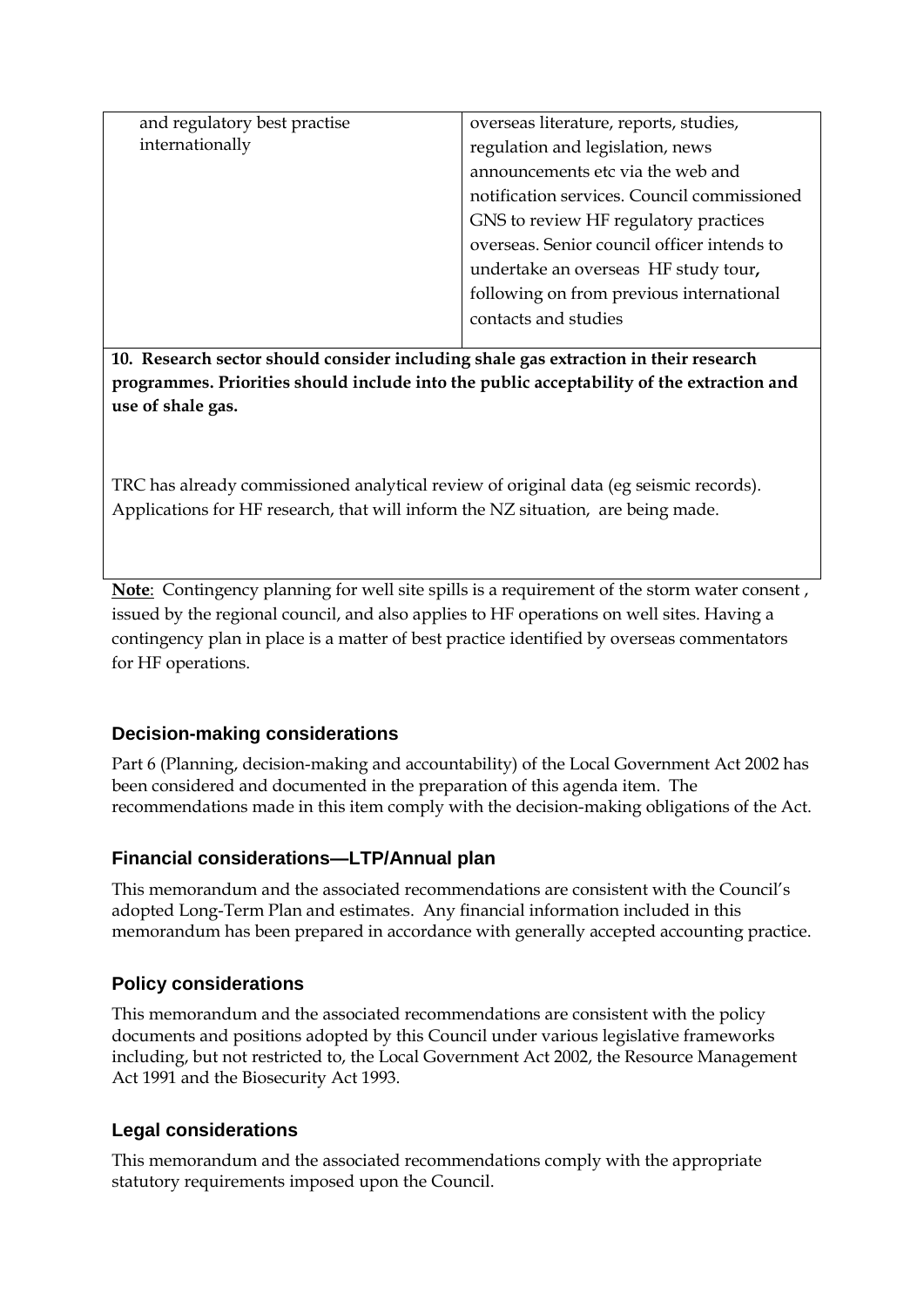| | |
|---|---|
| and regulatory best practise internationally | overseas literature, reports, studies, regulation and legislation, news announcements etc via the web and notification services. Council commissioned GNS to review HF regulatory practices overseas. Senior council officer intends to undertake an overseas HF study tour**,** following on from previous international contacts and studies |

**10. Research sector should consider including shale gas extraction in their research programmes. Priorities should include into the public acceptability of the extraction and use of shale gas.**

TRC has already commissioned analytical review of original data (eg seismic records). Applications for HF research, that will inform the NZ situation, are being made.

<u>**Note**</u>: Contingency planning for well site spills is a requirement of the storm water consent , issued by the regional council, and also applies to HF operations on well sites. Having a contingency plan in place is a matter of best practice identified by overseas commentators for HF operations.

## Decision-making considerations

Part 6 (Planning, decision-making and accountability) of the Local Government Act 2002 has been considered and documented in the preparation of this agenda item. The recommendations made in this item comply with the decision-making obligations of the Act.

## Financial considerations—LTP/Annual plan

This memorandum and the associated recommendations are consistent with the Council's adopted Long-Term Plan and estimates. Any financial information included in this memorandum has been prepared in accordance with generally accepted accounting practice.

## Policy considerations

This memorandum and the associated recommendations are consistent with the policy documents and positions adopted by this Council under various legislative frameworks including, but not restricted to, the Local Government Act 2002, the Resource Management Act 1991 and the Biosecurity Act 1993.

## Legal considerations

This memorandum and the associated recommendations comply with the appropriate statutory requirements imposed upon the Council.